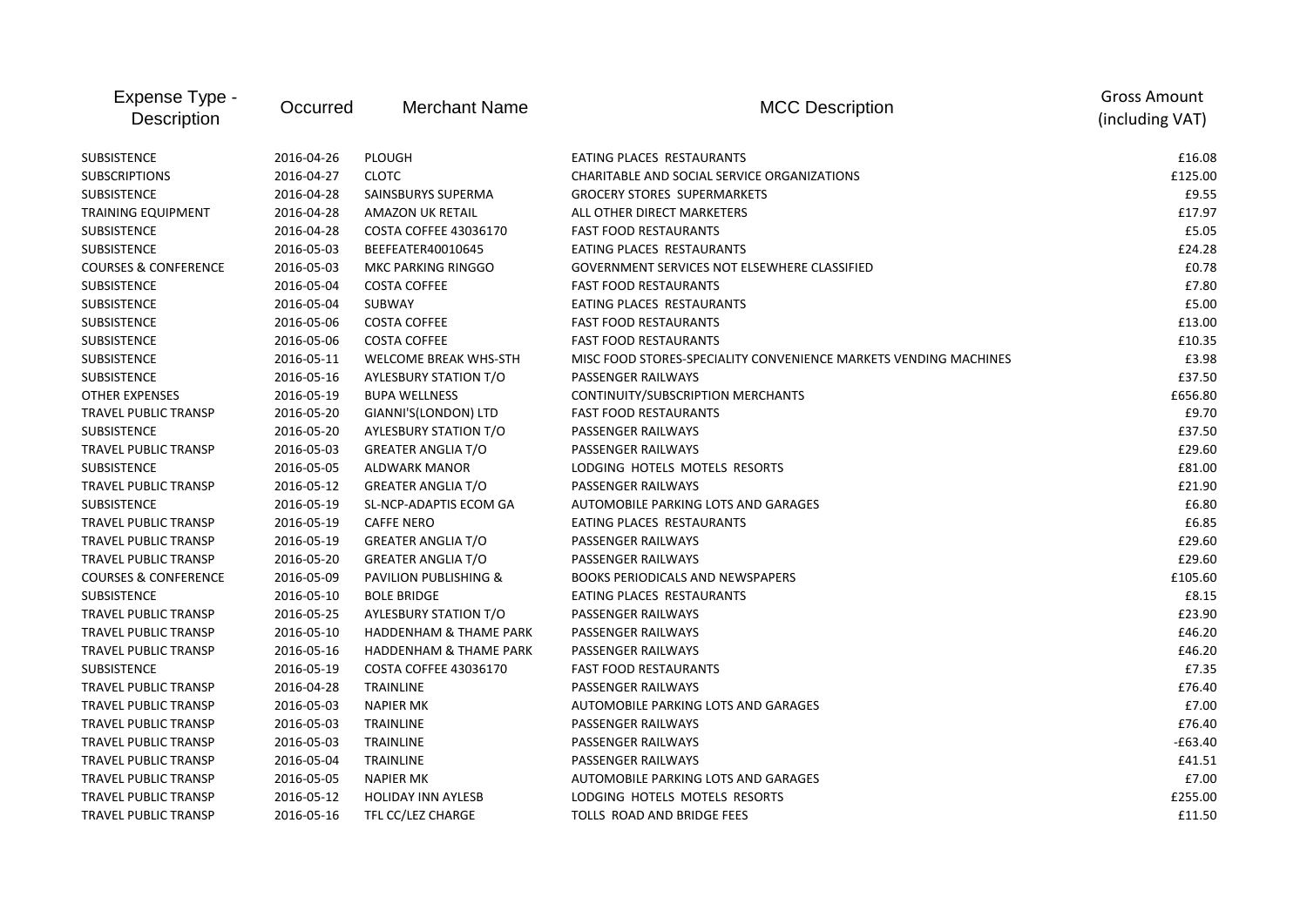| Expense Type - Description | Occurred | Merchant Name | MCC Description | Gross Amount (including VAT) |
|---|---|---|---|---|
| SUBSISTENCE | 2016-04-26 | PLOUGH | EATING PLACES RESTAURANTS | £16.08 |
| SUBSCRIPTIONS | 2016-04-27 | CLOTC | CHARITABLE AND SOCIAL SERVICE ORGANIZATIONS | £125.00 |
| SUBSISTENCE | 2016-04-28 | SAINSBURYS SUPERMA | GROCERY STORES SUPERMARKETS | £9.55 |
| TRAINING EQUIPMENT | 2016-04-28 | AMAZON UK RETAIL | ALL OTHER DIRECT MARKETERS | £17.97 |
| SUBSISTENCE | 2016-04-28 | COSTA COFFEE 43036170 | FAST FOOD RESTAURANTS | £5.05 |
| SUBSISTENCE | 2016-05-03 | BEEFEATER40010645 | EATING PLACES RESTAURANTS | £24.28 |
| COURSES & CONFERENCE | 2016-05-03 | MKC PARKING RINGGO | GOVERNMENT SERVICES NOT ELSEWHERE CLASSIFIED | £0.78 |
| SUBSISTENCE | 2016-05-04 | COSTA COFFEE | FAST FOOD RESTAURANTS | £7.80 |
| SUBSISTENCE | 2016-05-04 | SUBWAY | EATING PLACES RESTAURANTS | £5.00 |
| SUBSISTENCE | 2016-05-06 | COSTA COFFEE | FAST FOOD RESTAURANTS | £13.00 |
| SUBSISTENCE | 2016-05-06 | COSTA COFFEE | FAST FOOD RESTAURANTS | £10.35 |
| SUBSISTENCE | 2016-05-11 | WELCOME BREAK WHS-STH | MISC FOOD STORES-SPECIALITY CONVENIENCE MARKETS VENDING MACHINES | £3.98 |
| SUBSISTENCE | 2016-05-16 | AYLESBURY STATION T/O | PASSENGER RAILWAYS | £37.50 |
| OTHER EXPENSES | 2016-05-19 | BUPA WELLNESS | CONTINUITY/SUBSCRIPTION MERCHANTS | £656.80 |
| TRAVEL PUBLIC TRANSP | 2016-05-20 | GIANNI'S(LONDON) LTD | FAST FOOD RESTAURANTS | £9.70 |
| SUBSISTENCE | 2016-05-20 | AYLESBURY STATION T/O | PASSENGER RAILWAYS | £37.50 |
| TRAVEL PUBLIC TRANSP | 2016-05-03 | GREATER ANGLIA T/O | PASSENGER RAILWAYS | £29.60 |
| SUBSISTENCE | 2016-05-05 | ALDWARK MANOR | LODGING HOTELS MOTELS RESORTS | £81.00 |
| TRAVEL PUBLIC TRANSP | 2016-05-12 | GREATER ANGLIA T/O | PASSENGER RAILWAYS | £21.90 |
| SUBSISTENCE | 2016-05-19 | SL-NCP-ADAPTIS ECOM GA | AUTOMOBILE PARKING LOTS AND GARAGES | £6.80 |
| TRAVEL PUBLIC TRANSP | 2016-05-19 | CAFFE NERO | EATING PLACES RESTAURANTS | £6.85 |
| TRAVEL PUBLIC TRANSP | 2016-05-19 | GREATER ANGLIA T/O | PASSENGER RAILWAYS | £29.60 |
| TRAVEL PUBLIC TRANSP | 2016-05-20 | GREATER ANGLIA T/O | PASSENGER RAILWAYS | £29.60 |
| COURSES & CONFERENCE | 2016-05-09 | PAVILION PUBLISHING & | BOOKS PERIODICALS AND NEWSPAPERS | £105.60 |
| SUBSISTENCE | 2016-05-10 | BOLE BRIDGE | EATING PLACES RESTAURANTS | £8.15 |
| TRAVEL PUBLIC TRANSP | 2016-05-25 | AYLESBURY STATION T/O | PASSENGER RAILWAYS | £23.90 |
| TRAVEL PUBLIC TRANSP | 2016-05-10 | HADDENHAM & THAME PARK | PASSENGER RAILWAYS | £46.20 |
| TRAVEL PUBLIC TRANSP | 2016-05-16 | HADDENHAM & THAME PARK | PASSENGER RAILWAYS | £46.20 |
| SUBSISTENCE | 2016-05-19 | COSTA COFFEE 43036170 | FAST FOOD RESTAURANTS | £7.35 |
| TRAVEL PUBLIC TRANSP | 2016-04-28 | TRAINLINE | PASSENGER RAILWAYS | £76.40 |
| TRAVEL PUBLIC TRANSP | 2016-05-03 | NAPIER MK | AUTOMOBILE PARKING LOTS AND GARAGES | £7.00 |
| TRAVEL PUBLIC TRANSP | 2016-05-03 | TRAINLINE | PASSENGER RAILWAYS | £76.40 |
| TRAVEL PUBLIC TRANSP | 2016-05-03 | TRAINLINE | PASSENGER RAILWAYS | -£63.40 |
| TRAVEL PUBLIC TRANSP | 2016-05-04 | TRAINLINE | PASSENGER RAILWAYS | £41.51 |
| TRAVEL PUBLIC TRANSP | 2016-05-05 | NAPIER MK | AUTOMOBILE PARKING LOTS AND GARAGES | £7.00 |
| TRAVEL PUBLIC TRANSP | 2016-05-12 | HOLIDAY INN AYLESB | LODGING HOTELS MOTELS RESORTS | £255.00 |
| TRAVEL PUBLIC TRANSP | 2016-05-16 | TFL CC/LEZ CHARGE | TOLLS ROAD AND BRIDGE FEES | £11.50 |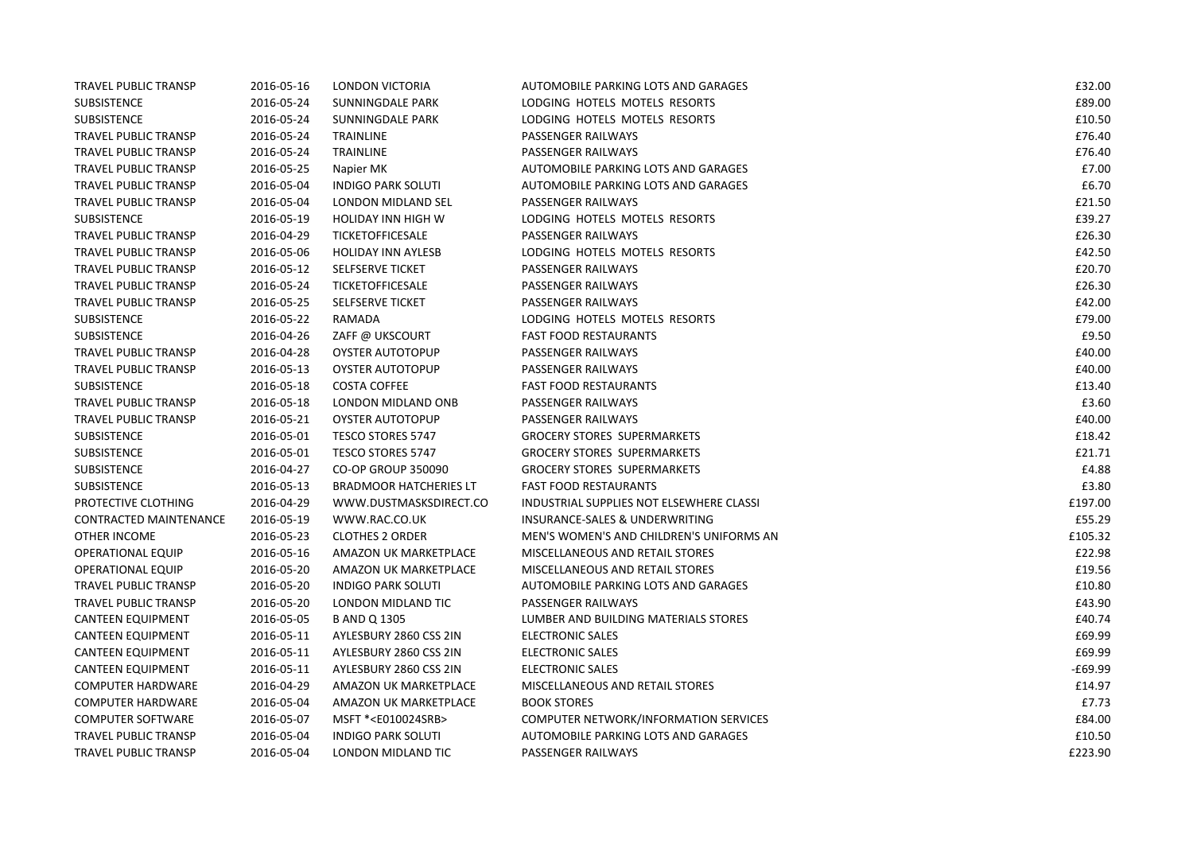| | | | | |
|---|---|---|---|---|
| TRAVEL PUBLIC TRANSP | 2016-05-16 | LONDON VICTORIA | AUTOMOBILE PARKING LOTS AND GARAGES | £32.00 |
| SUBSISTENCE | 2016-05-24 | SUNNINGDALE PARK | LODGING HOTELS MOTELS RESORTS | £89.00 |
| SUBSISTENCE | 2016-05-24 | SUNNINGDALE PARK | LODGING HOTELS MOTELS RESORTS | £10.50 |
| TRAVEL PUBLIC TRANSP | 2016-05-24 | TRAINLINE | PASSENGER RAILWAYS | £76.40 |
| TRAVEL PUBLIC TRANSP | 2016-05-24 | TRAINLINE | PASSENGER RAILWAYS | £76.40 |
| TRAVEL PUBLIC TRANSP | 2016-05-25 | Napier MK | AUTOMOBILE PARKING LOTS AND GARAGES | £7.00 |
| TRAVEL PUBLIC TRANSP | 2016-05-04 | INDIGO PARK SOLUTI | AUTOMOBILE PARKING LOTS AND GARAGES | £6.70 |
| TRAVEL PUBLIC TRANSP | 2016-05-04 | LONDON MIDLAND SEL | PASSENGER RAILWAYS | £21.50 |
| SUBSISTENCE | 2016-05-19 | HOLIDAY INN HIGH W | LODGING HOTELS MOTELS RESORTS | £39.27 |
| TRAVEL PUBLIC TRANSP | 2016-04-29 | TICKETOFFICESALE | PASSENGER RAILWAYS | £26.30 |
| TRAVEL PUBLIC TRANSP | 2016-05-06 | HOLIDAY INN AYLESB | LODGING HOTELS MOTELS RESORTS | £42.50 |
| TRAVEL PUBLIC TRANSP | 2016-05-12 | SELFSERVE TICKET | PASSENGER RAILWAYS | £20.70 |
| TRAVEL PUBLIC TRANSP | 2016-05-24 | TICKETOFFICESALE | PASSENGER RAILWAYS | £26.30 |
| TRAVEL PUBLIC TRANSP | 2016-05-25 | SELFSERVE TICKET | PASSENGER RAILWAYS | £42.00 |
| SUBSISTENCE | 2016-05-22 | RAMADA | LODGING HOTELS MOTELS RESORTS | £79.00 |
| SUBSISTENCE | 2016-04-26 | ZAFF @ UKSCOURT | FAST FOOD RESTAURANTS | £9.50 |
| TRAVEL PUBLIC TRANSP | 2016-04-28 | OYSTER AUTOTOPUP | PASSENGER RAILWAYS | £40.00 |
| TRAVEL PUBLIC TRANSP | 2016-05-13 | OYSTER AUTOTOPUP | PASSENGER RAILWAYS | £40.00 |
| SUBSISTENCE | 2016-05-18 | COSTA COFFEE | FAST FOOD RESTAURANTS | £13.40 |
| TRAVEL PUBLIC TRANSP | 2016-05-18 | LONDON MIDLAND ONB | PASSENGER RAILWAYS | £3.60 |
| TRAVEL PUBLIC TRANSP | 2016-05-21 | OYSTER AUTOTOPUP | PASSENGER RAILWAYS | £40.00 |
| SUBSISTENCE | 2016-05-01 | TESCO STORES 5747 | GROCERY STORES SUPERMARKETS | £18.42 |
| SUBSISTENCE | 2016-05-01 | TESCO STORES 5747 | GROCERY STORES SUPERMARKETS | £21.71 |
| SUBSISTENCE | 2016-04-27 | CO-OP GROUP 350090 | GROCERY STORES SUPERMARKETS | £4.88 |
| SUBSISTENCE | 2016-05-13 | BRADMOOR HATCHERIES LT | FAST FOOD RESTAURANTS | £3.80 |
| PROTECTIVE CLOTHING | 2016-04-29 | WWW.DUSTMASKSDIRECT.CO | INDUSTRIAL SUPPLIES NOT ELSEWHERE CLASSI | £197.00 |
| CONTRACTED MAINTENANCE | 2016-05-19 | WWW.RAC.CO.UK | INSURANCE-SALES & UNDERWRITING | £55.29 |
| OTHER INCOME | 2016-05-23 | CLOTHES 2 ORDER | MEN'S WOMEN'S AND CHILDREN'S UNIFORMS AN | £105.32 |
| OPERATIONAL EQUIP | 2016-05-16 | AMAZON UK MARKETPLACE | MISCELLANEOUS AND RETAIL STORES | £22.98 |
| OPERATIONAL EQUIP | 2016-05-20 | AMAZON UK MARKETPLACE | MISCELLANEOUS AND RETAIL STORES | £19.56 |
| TRAVEL PUBLIC TRANSP | 2016-05-20 | INDIGO PARK SOLUTI | AUTOMOBILE PARKING LOTS AND GARAGES | £10.80 |
| TRAVEL PUBLIC TRANSP | 2016-05-20 | LONDON MIDLAND TIC | PASSENGER RAILWAYS | £43.90 |
| CANTEEN EQUIPMENT | 2016-05-05 | B AND Q 1305 | LUMBER AND BUILDING MATERIALS STORES | £40.74 |
| CANTEEN EQUIPMENT | 2016-05-11 | AYLESBURY 2860 CSS 2IN | ELECTRONIC SALES | £69.99 |
| CANTEEN EQUIPMENT | 2016-05-11 | AYLESBURY 2860 CSS 2IN | ELECTRONIC SALES | £69.99 |
| CANTEEN EQUIPMENT | 2016-05-11 | AYLESBURY 2860 CSS 2IN | ELECTRONIC SALES | -£69.99 |
| COMPUTER HARDWARE | 2016-04-29 | AMAZON UK MARKETPLACE | MISCELLANEOUS AND RETAIL STORES | £14.97 |
| COMPUTER HARDWARE | 2016-05-04 | AMAZON UK MARKETPLACE | BOOK STORES | £7.73 |
| COMPUTER SOFTWARE | 2016-05-07 | MSFT *<E010024SRB> | COMPUTER NETWORK/INFORMATION SERVICES | £84.00 |
| TRAVEL PUBLIC TRANSP | 2016-05-04 | INDIGO PARK SOLUTI | AUTOMOBILE PARKING LOTS AND GARAGES | £10.50 |
| TRAVEL PUBLIC TRANSP | 2016-05-04 | LONDON MIDLAND TIC | PASSENGER RAILWAYS | £223.90 |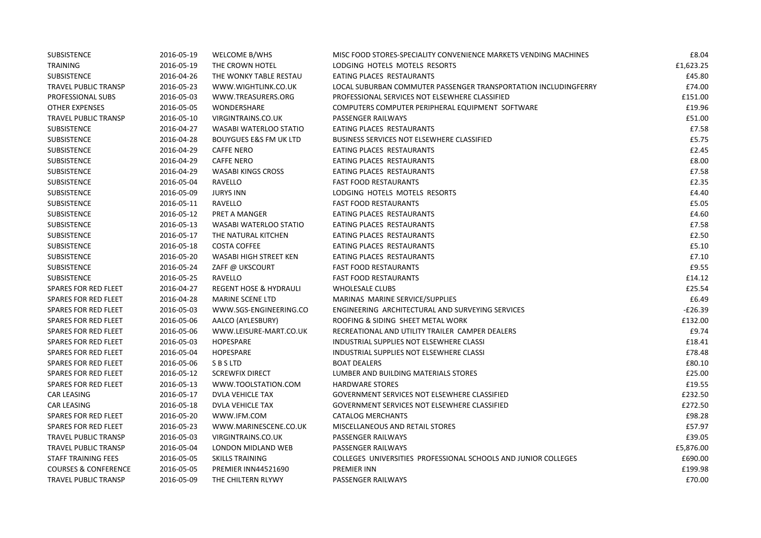| SUBSISTENCE | 2016-05-19 | WELCOME B/WHS | MISC FOOD STORES-SPECIALITY CONVENIENCE MARKETS VENDING MACHINES | £8.04 |
|---|---|---|---|---|
| TRAINING | 2016-05-19 | THE CROWN HOTEL | LODGING HOTELS MOTELS RESORTS | £1,623.25 |
| SUBSISTENCE | 2016-04-26 | THE WONKY TABLE RESTAU | EATING PLACES RESTAURANTS | £45.80 |
| TRAVEL PUBLIC TRANSP | 2016-05-23 | WWW.WIGHTLINK.CO.UK | LOCAL SUBURBAN COMMUTER PASSENGER TRANSPORTATION INCLUDINGFERRY | £74.00 |
| PROFESSIONAL SUBS | 2016-05-03 | WWW.TREASURERS.ORG | PROFESSIONAL SERVICES NOT ELSEWHERE CLASSIFIED | £151.00 |
| OTHER EXPENSES | 2016-05-05 | WONDERSHARE | COMPUTERS COMPUTER PERIPHERAL EQUIPMENT SOFTWARE | £19.96 |
| TRAVEL PUBLIC TRANSP | 2016-05-10 | VIRGINTRAINS.CO.UK | PASSENGER RAILWAYS | £51.00 |
| SUBSISTENCE | 2016-04-27 | WASABI WATERLOO STATIO | EATING PLACES RESTAURANTS | £7.58 |
| SUBSISTENCE | 2016-04-28 | BOUYGUES E&S FM UK LTD | BUSINESS SERVICES NOT ELSEWHERE CLASSIFIED | £5.75 |
| SUBSISTENCE | 2016-04-29 | CAFFE NERO | EATING PLACES RESTAURANTS | £2.45 |
| SUBSISTENCE | 2016-04-29 | CAFFE NERO | EATING PLACES RESTAURANTS | £8.00 |
| SUBSISTENCE | 2016-04-29 | WASABI KINGS CROSS | EATING PLACES RESTAURANTS | £7.58 |
| SUBSISTENCE | 2016-05-04 | RAVELLO | FAST FOOD RESTAURANTS | £2.35 |
| SUBSISTENCE | 2016-05-09 | JURYS INN | LODGING HOTELS MOTELS RESORTS | £4.40 |
| SUBSISTENCE | 2016-05-11 | RAVELLO | FAST FOOD RESTAURANTS | £5.05 |
| SUBSISTENCE | 2016-05-12 | PRET A MANGER | EATING PLACES RESTAURANTS | £4.60 |
| SUBSISTENCE | 2016-05-13 | WASABI WATERLOO STATIO | EATING PLACES RESTAURANTS | £7.58 |
| SUBSISTENCE | 2016-05-17 | THE NATURAL KITCHEN | EATING PLACES RESTAURANTS | £2.50 |
| SUBSISTENCE | 2016-05-18 | COSTA COFFEE | EATING PLACES RESTAURANTS | £5.10 |
| SUBSISTENCE | 2016-05-20 | WASABI HIGH STREET KEN | EATING PLACES RESTAURANTS | £7.10 |
| SUBSISTENCE | 2016-05-24 | ZAFF @ UKSCOURT | FAST FOOD RESTAURANTS | £9.55 |
| SUBSISTENCE | 2016-05-25 | RAVELLO | FAST FOOD RESTAURANTS | £14.12 |
| SPARES FOR RED FLEET | 2016-04-27 | REGENT HOSE & HYDRAULI | WHOLESALE CLUBS | £25.54 |
| SPARES FOR RED FLEET | 2016-04-28 | MARINE SCENE LTD | MARINAS MARINE SERVICE/SUPPLIES | £6.49 |
| SPARES FOR RED FLEET | 2016-05-03 | WWW.SGS-ENGINEERING.CO | ENGINEERING ARCHITECTURAL AND SURVEYING SERVICES | -£26.39 |
| SPARES FOR RED FLEET | 2016-05-06 | AALCO (AYLESBURY) | ROOFING & SIDING SHEET METAL WORK | £132.00 |
| SPARES FOR RED FLEET | 2016-05-06 | WWW.LEISURE-MART.CO.UK | RECREATIONAL AND UTILITY TRAILER CAMPER DEALERS | £9.74 |
| SPARES FOR RED FLEET | 2016-05-03 | HOPESPARE | INDUSTRIAL SUPPLIES NOT ELSEWHERE CLASSI | £18.41 |
| SPARES FOR RED FLEET | 2016-05-04 | HOPESPARE | INDUSTRIAL SUPPLIES NOT ELSEWHERE CLASSI | £78.48 |
| SPARES FOR RED FLEET | 2016-05-06 | S B S LTD | BOAT DEALERS | £80.10 |
| SPARES FOR RED FLEET | 2016-05-12 | SCREWFIX DIRECT | LUMBER AND BUILDING MATERIALS STORES | £25.00 |
| SPARES FOR RED FLEET | 2016-05-13 | WWW.TOOLSTATION.COM | HARDWARE STORES | £19.55 |
| CAR LEASING | 2016-05-17 | DVLA VEHICLE TAX | GOVERNMENT SERVICES NOT ELSEWHERE CLASSIFIED | £232.50 |
| CAR LEASING | 2016-05-18 | DVLA VEHICLE TAX | GOVERNMENT SERVICES NOT ELSEWHERE CLASSIFIED | £272.50 |
| SPARES FOR RED FLEET | 2016-05-20 | WWW.IFM.COM | CATALOG MERCHANTS | £98.28 |
| SPARES FOR RED FLEET | 2016-05-23 | WWW.MARINESCENE.CO.UK | MISCELLANEOUS AND RETAIL STORES | £57.97 |
| TRAVEL PUBLIC TRANSP | 2016-05-03 | VIRGINTRAINS.CO.UK | PASSENGER RAILWAYS | £39.05 |
| TRAVEL PUBLIC TRANSP | 2016-05-04 | LONDON MIDLAND WEB | PASSENGER RAILWAYS | £5,876.00 |
| STAFF TRAINING FEES | 2016-05-05 | SKILLS TRAINING | COLLEGES UNIVERSITIES PROFESSIONAL SCHOOLS AND JUNIOR COLLEGES | £690.00 |
| COURSES & CONFERENCE | 2016-05-05 | PREMIER INN44521690 | PREMIER INN | £199.98 |
| TRAVEL PUBLIC TRANSP | 2016-05-09 | THE CHILTERN RLYWY | PASSENGER RAILWAYS | £70.00 |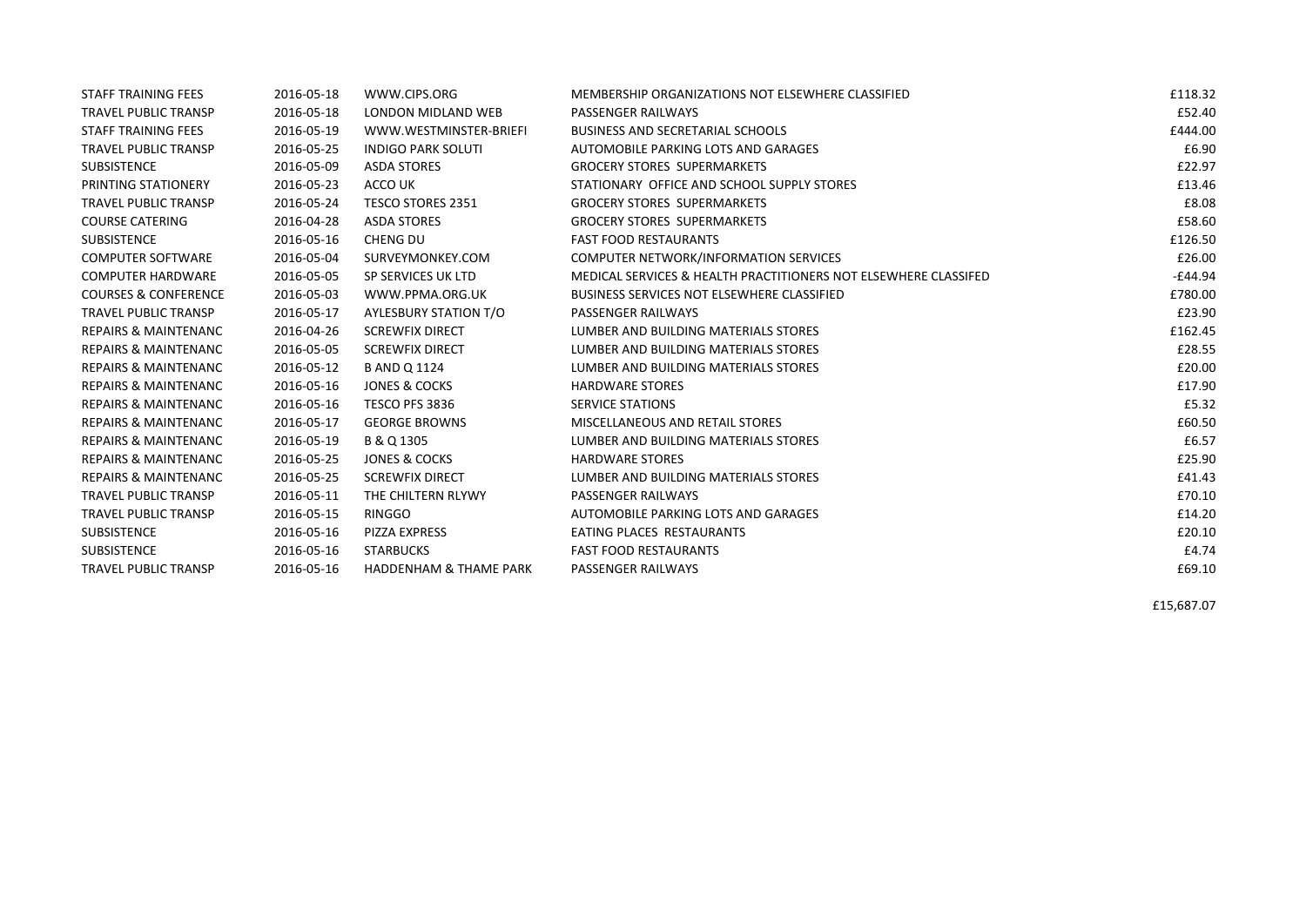| | | | | |
|---|---|---|---|---|
| STAFF TRAINING FEES | 2016-05-18 | WWW.CIPS.ORG | MEMBERSHIP ORGANIZATIONS NOT ELSEWHERE CLASSIFIED | £118.32 |
| TRAVEL PUBLIC TRANSP | 2016-05-18 | LONDON MIDLAND WEB | PASSENGER RAILWAYS | £52.40 |
| STAFF TRAINING FEES | 2016-05-19 | WWW.WESTMINSTER-BRIEFI | BUSINESS AND SECRETARIAL SCHOOLS | £444.00 |
| TRAVEL PUBLIC TRANSP | 2016-05-25 | INDIGO PARK SOLUTI | AUTOMOBILE PARKING LOTS AND GARAGES | £6.90 |
| SUBSISTENCE | 2016-05-09 | ASDA STORES | GROCERY STORES SUPERMARKETS | £22.97 |
| PRINTING STATIONERY | 2016-05-23 | ACCO UK | STATIONARY OFFICE AND SCHOOL SUPPLY STORES | £13.46 |
| TRAVEL PUBLIC TRANSP | 2016-05-24 | TESCO STORES 2351 | GROCERY STORES SUPERMARKETS | £8.08 |
| COURSE CATERING | 2016-04-28 | ASDA STORES | GROCERY STORES SUPERMARKETS | £58.60 |
| SUBSISTENCE | 2016-05-16 | CHENG DU | FAST FOOD RESTAURANTS | £126.50 |
| COMPUTER SOFTWARE | 2016-05-04 | SURVEYMONKEY.COM | COMPUTER NETWORK/INFORMATION SERVICES | £26.00 |
| COMPUTER HARDWARE | 2016-05-05 | SP SERVICES UK LTD | MEDICAL SERVICES & HEALTH PRACTITIONERS NOT ELSEWHERE CLASSIFED | -£44.94 |
| COURSES & CONFERENCE | 2016-05-03 | WWW.PPMA.ORG.UK | BUSINESS SERVICES NOT ELSEWHERE CLASSIFIED | £780.00 |
| TRAVEL PUBLIC TRANSP | 2016-05-17 | AYLESBURY STATION T/O | PASSENGER RAILWAYS | £23.90 |
| REPAIRS & MAINTENANC | 2016-04-26 | SCREWFIX DIRECT | LUMBER AND BUILDING MATERIALS STORES | £162.45 |
| REPAIRS & MAINTENANC | 2016-05-05 | SCREWFIX DIRECT | LUMBER AND BUILDING MATERIALS STORES | £28.55 |
| REPAIRS & MAINTENANC | 2016-05-12 | B AND Q 1124 | LUMBER AND BUILDING MATERIALS STORES | £20.00 |
| REPAIRS & MAINTENANC | 2016-05-16 | JONES & COCKS | HARDWARE STORES | £17.90 |
| REPAIRS & MAINTENANC | 2016-05-16 | TESCO PFS 3836 | SERVICE STATIONS | £5.32 |
| REPAIRS & MAINTENANC | 2016-05-17 | GEORGE BROWNS | MISCELLANEOUS AND RETAIL STORES | £60.50 |
| REPAIRS & MAINTENANC | 2016-05-19 | B & Q 1305 | LUMBER AND BUILDING MATERIALS STORES | £6.57 |
| REPAIRS & MAINTENANC | 2016-05-25 | JONES & COCKS | HARDWARE STORES | £25.90 |
| REPAIRS & MAINTENANC | 2016-05-25 | SCREWFIX DIRECT | LUMBER AND BUILDING MATERIALS STORES | £41.43 |
| TRAVEL PUBLIC TRANSP | 2016-05-11 | THE CHILTERN RLYWY | PASSENGER RAILWAYS | £70.10 |
| TRAVEL PUBLIC TRANSP | 2016-05-15 | RINGGO | AUTOMOBILE PARKING LOTS AND GARAGES | £14.20 |
| SUBSISTENCE | 2016-05-16 | PIZZA EXPRESS | EATING PLACES RESTAURANTS | £20.10 |
| SUBSISTENCE | 2016-05-16 | STARBUCKS | FAST FOOD RESTAURANTS | £4.74 |
| TRAVEL PUBLIC TRANSP | 2016-05-16 | HADDENHAM & THAME PARK | PASSENGER RAILWAYS | £69.10 |
| | | | | £15,687.07 |